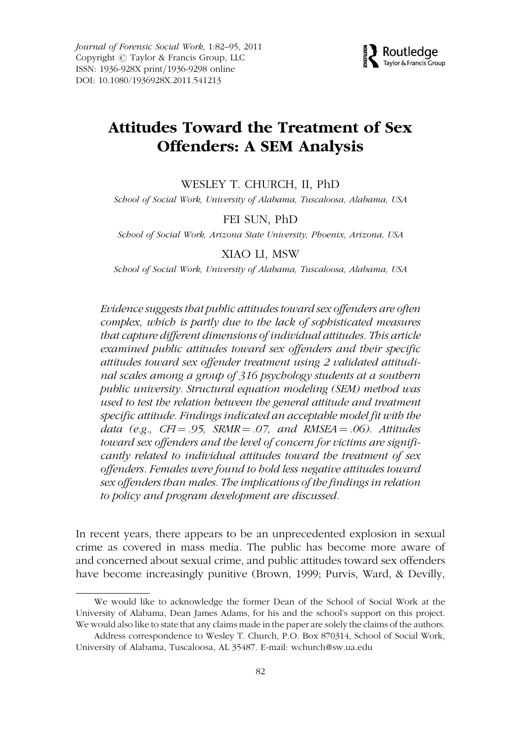Journal of Forensic Social Work, 1:82–95, 2011
Copyright © Taylor & Francis Group, LLC
ISSN: 1936-928X print/1936-9298 online
DOI: 10.1080/1936928X.2011.541213

# Attitudes Toward the Treatment of Sex Offenders: A SEM Analysis

WESLEY T. CHURCH, II, PhD

*School of Social Work, University of Alabama, Tuscaloosa, Alabama, USA*

FEI SUN, PhD

*School of Social Work, Arizona State University, Phoenix, Arizona, USA*

XIAO LI, MSW

*School of Social Work, University of Alabama, Tuscaloosa, Alabama, USA*

*Evidence suggests that public attitudes toward sex offenders are often complex, which is partly due to the lack of sophisticated measures that capture different dimensions of individual attitudes. This article examined public attitudes toward sex offenders and their specific attitudes toward sex offender treatment using 2 validated attitudinal scales among a group of 316 psychology students at a southern public university. Structural equation modeling (SEM) method was used to test the relation between the general attitude and treatment specific attitude. Findings indicated an acceptable model fit with the data (e.g., CFI = .95, SRMR = .07, and RMSEA = .06). Attitudes toward sex offenders and the level of concern for victims are significantly related to individual attitudes toward the treatment of sex offenders. Females were found to hold less negative attitudes toward sex offenders than males. The implications of the findings in relation to policy and program development are discussed.*

In recent years, there appears to be an unprecedented explosion in sexual crime as covered in mass media. The public has become more aware of and concerned about sexual crime, and public attitudes toward sex offenders have become increasingly punitive (Brown, 1999; Purvis, Ward, & Devilly,

---

We would like to acknowledge the former Dean of the School of Social Work at the University of Alabama, Dean James Adams, for his and the school's support on this project. We would also like to state that any claims made in the paper are solely the claims of the authors.

Address correspondence to Wesley T. Church, P.O. Box 870314, School of Social Work, University of Alabama, Tuscaloosa, AL 35487. E-mail: wchurch@sw.ua.edu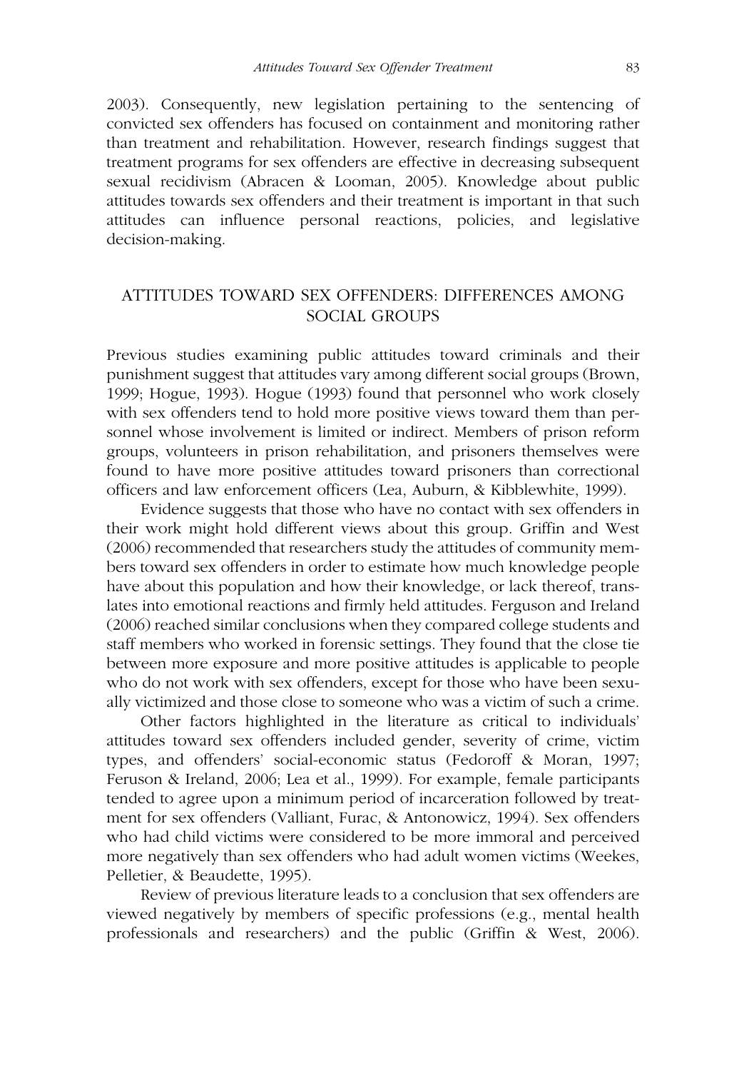2003). Consequently, new legislation pertaining to the sentencing of convicted sex offenders has focused on containment and monitoring rather than treatment and rehabilitation. However, research findings suggest that treatment programs for sex offenders are effective in decreasing subsequent sexual recidivism (Abracen & Looman, 2005). Knowledge about public attitudes towards sex offenders and their treatment is important in that such attitudes can influence personal reactions, policies, and legislative decision-making.

## ATTITUDES TOWARD SEX OFFENDERS: DIFFERENCES AMONG SOCIAL GROUPS

Previous studies examining public attitudes toward criminals and their punishment suggest that attitudes vary among different social groups (Brown, 1999; Hogue, 1993). Hogue (1993) found that personnel who work closely with sex offenders tend to hold more positive views toward them than personnel whose involvement is limited or indirect. Members of prison reform groups, volunteers in prison rehabilitation, and prisoners themselves were found to have more positive attitudes toward prisoners than correctional officers and law enforcement officers (Lea, Auburn, & Kibblewhite, 1999).

Evidence suggests that those who have no contact with sex offenders in their work might hold different views about this group. Griffin and West (2006) recommended that researchers study the attitudes of community members toward sex offenders in order to estimate how much knowledge people have about this population and how their knowledge, or lack thereof, translates into emotional reactions and firmly held attitudes. Ferguson and Ireland (2006) reached similar conclusions when they compared college students and staff members who worked in forensic settings. They found that the close tie between more exposure and more positive attitudes is applicable to people who do not work with sex offenders, except for those who have been sexually victimized and those close to someone who was a victim of such a crime.

Other factors highlighted in the literature as critical to individuals' attitudes toward sex offenders included gender, severity of crime, victim types, and offenders' social-economic status (Fedoroff & Moran, 1997; Feruson & Ireland, 2006; Lea et al., 1999). For example, female participants tended to agree upon a minimum period of incarceration followed by treatment for sex offenders (Valliant, Furac, & Antonowicz, 1994). Sex offenders who had child victims were considered to be more immoral and perceived more negatively than sex offenders who had adult women victims (Weekes, Pelletier, & Beaudette, 1995).

Review of previous literature leads to a conclusion that sex offenders are viewed negatively by members of specific professions (e.g., mental health professionals and researchers) and the public (Griffin & West, 2006).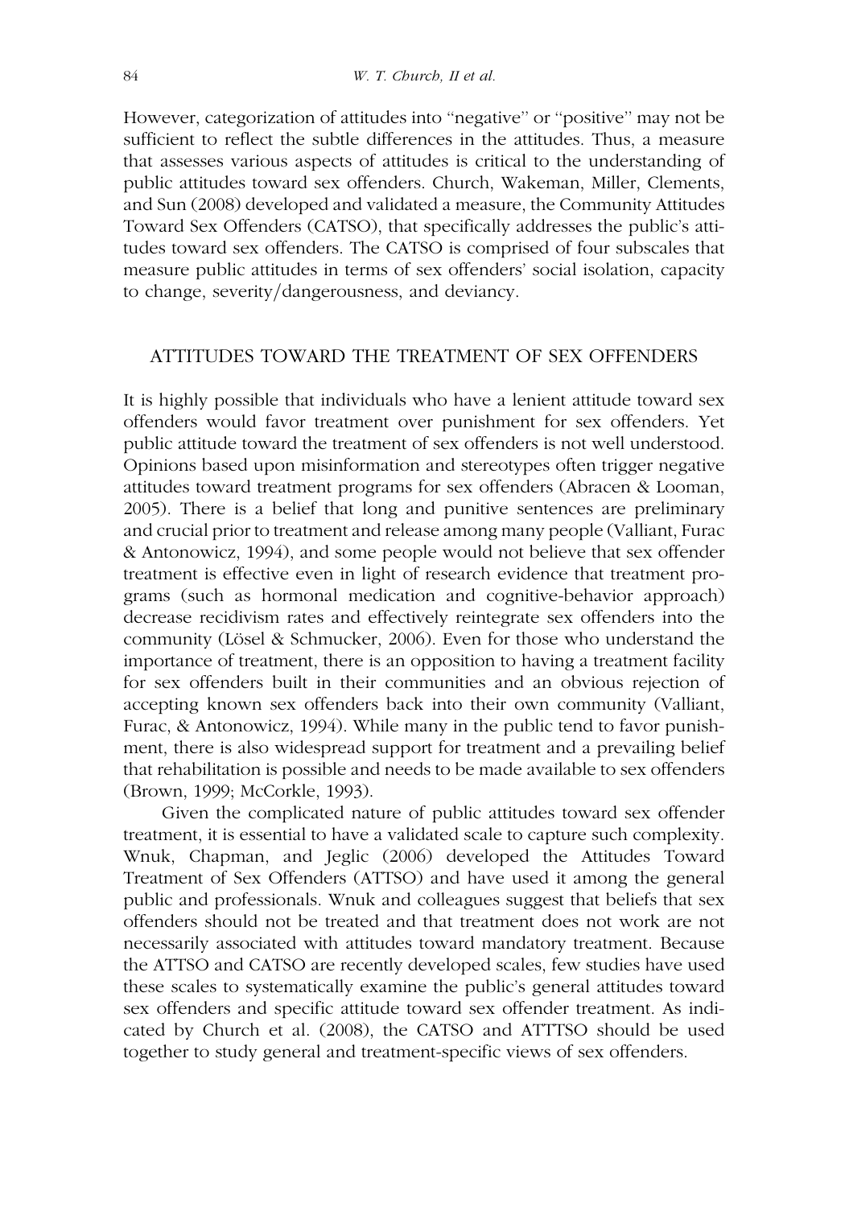However, categorization of attitudes into "negative" or "positive" may not be sufficient to reflect the subtle differences in the attitudes. Thus, a measure that assesses various aspects of attitudes is critical to the understanding of public attitudes toward sex offenders. Church, Wakeman, Miller, Clements, and Sun (2008) developed and validated a measure, the Community Attitudes Toward Sex Offenders (CATSO), that specifically addresses the public's attitudes toward sex offenders. The CATSO is comprised of four subscales that measure public attitudes in terms of sex offenders' social isolation, capacity to change, severity/dangerousness, and deviancy.

## ATTITUDES TOWARD THE TREATMENT OF SEX OFFENDERS

It is highly possible that individuals who have a lenient attitude toward sex offenders would favor treatment over punishment for sex offenders. Yet public attitude toward the treatment of sex offenders is not well understood. Opinions based upon misinformation and stereotypes often trigger negative attitudes toward treatment programs for sex offenders (Abracen & Looman, 2005). There is a belief that long and punitive sentences are preliminary and crucial prior to treatment and release among many people (Valliant, Furac & Antonowicz, 1994), and some people would not believe that sex offender treatment is effective even in light of research evidence that treatment programs (such as hormonal medication and cognitive-behavior approach) decrease recidivism rates and effectively reintegrate sex offenders into the community (Lösel & Schmucker, 2006). Even for those who understand the importance of treatment, there is an opposition to having a treatment facility for sex offenders built in their communities and an obvious rejection of accepting known sex offenders back into their own community (Valliant, Furac, & Antonowicz, 1994). While many in the public tend to favor punishment, there is also widespread support for treatment and a prevailing belief that rehabilitation is possible and needs to be made available to sex offenders (Brown, 1999; McCorkle, 1993).

Given the complicated nature of public attitudes toward sex offender treatment, it is essential to have a validated scale to capture such complexity. Wnuk, Chapman, and Jeglic (2006) developed the Attitudes Toward Treatment of Sex Offenders (ATTSO) and have used it among the general public and professionals. Wnuk and colleagues suggest that beliefs that sex offenders should not be treated and that treatment does not work are not necessarily associated with attitudes toward mandatory treatment. Because the ATTSO and CATSO are recently developed scales, few studies have used these scales to systematically examine the public's general attitudes toward sex offenders and specific attitude toward sex offender treatment. As indicated by Church et al. (2008), the CATSO and ATTTSO should be used together to study general and treatment-specific views of sex offenders.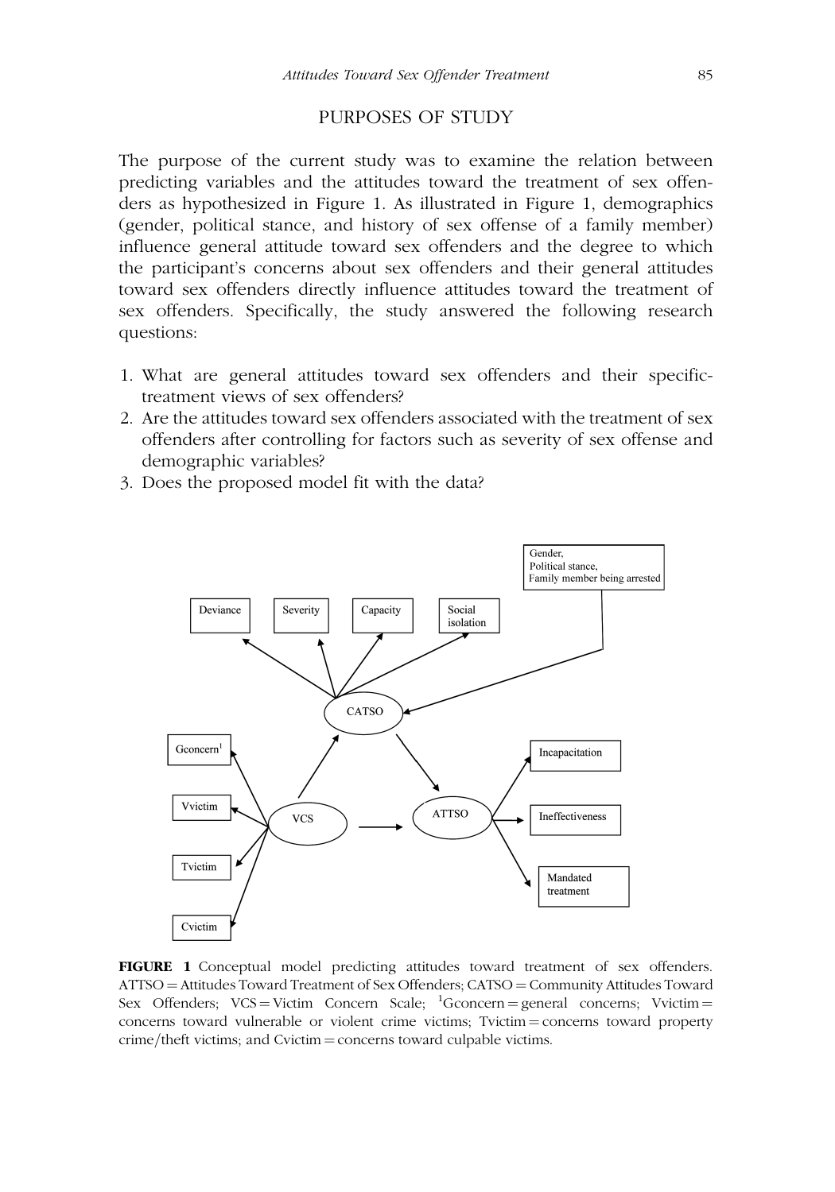## PURPOSES OF STUDY

The purpose of the current study was to examine the relation between predicting variables and the attitudes toward the treatment of sex offenders as hypothesized in Figure 1. As illustrated in Figure 1, demographics (gender, political stance, and history of sex offense of a family member) influence general attitude toward sex offenders and the degree to which the participant's concerns about sex offenders and their general attitudes toward sex offenders directly influence attitudes toward the treatment of sex offenders. Specifically, the study answered the following research questions:

1. What are general attitudes toward sex offenders and their specific-treatment views of sex offenders?
2. Are the attitudes toward sex offenders associated with the treatment of sex offenders after controlling for factors such as severity of sex offense and demographic variables?
3. Does the proposed model fit with the data?

**FIGURE 1** Conceptual model predicting attitudes toward treatment of sex offenders. ATTSO = Attitudes Toward Treatment of Sex Offenders; CATSO = Community Attitudes Toward Sex Offenders; VCS = Victim Concern Scale; [1]Gconcern = general concerns; Vvictim = concerns toward vulnerable or violent crime victims; Tvictim = concerns toward property crime/theft victims; and Cvictim = concerns toward culpable victims.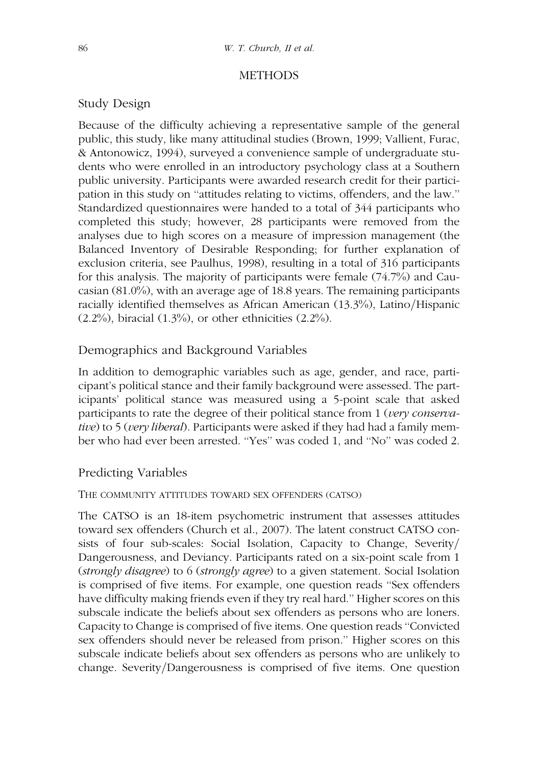## METHODS

### Study Design

Because of the difficulty achieving a representative sample of the general public, this study, like many attitudinal studies (Brown, 1999; Vallient, Furac, & Antonowicz, 1994), surveyed a convenience sample of undergraduate students who were enrolled in an introductory psychology class at a Southern public university. Participants were awarded research credit for their participation in this study on "attitudes relating to victims, offenders, and the law." Standardized questionnaires were handed to a total of 344 participants who completed this study; however, 28 participants were removed from the analyses due to high scores on a measure of impression management (the Balanced Inventory of Desirable Responding; for further explanation of exclusion criteria, see Paulhus, 1998), resulting in a total of 316 participants for this analysis. The majority of participants were female (74.7%) and Caucasian (81.0%), with an average age of 18.8 years. The remaining participants racially identified themselves as African American (13.3%), Latino/Hispanic (2.2%), biracial (1.3%), or other ethnicities (2.2%).

### Demographics and Background Variables

In addition to demographic variables such as age, gender, and race, participant's political stance and their family background were assessed. The participants' political stance was measured using a 5-point scale that asked participants to rate the degree of their political stance from 1 (*very conservative*) to 5 (*very liberal*). Participants were asked if they had had a family member who had ever been arrested. "Yes" was coded 1, and "No" was coded 2.

### Predicting Variables

#### THE COMMUNITY ATTITUDES TOWARD SEX OFFENDERS (CATSO)

The CATSO is an 18-item psychometric instrument that assesses attitudes toward sex offenders (Church et al., 2007). The latent construct CATSO consists of four sub-scales: Social Isolation, Capacity to Change, Severity/Dangerousness, and Deviancy. Participants rated on a six-point scale from 1 (*strongly disagree*) to 6 (*strongly agree*) to a given statement. Social Isolation is comprised of five items. For example, one question reads "Sex offenders have difficulty making friends even if they try real hard." Higher scores on this subscale indicate the beliefs about sex offenders as persons who are loners. Capacity to Change is comprised of five items. One question reads "Convicted sex offenders should never be released from prison." Higher scores on this subscale indicate beliefs about sex offenders as persons who are unlikely to change. Severity/Dangerousness is comprised of five items. One question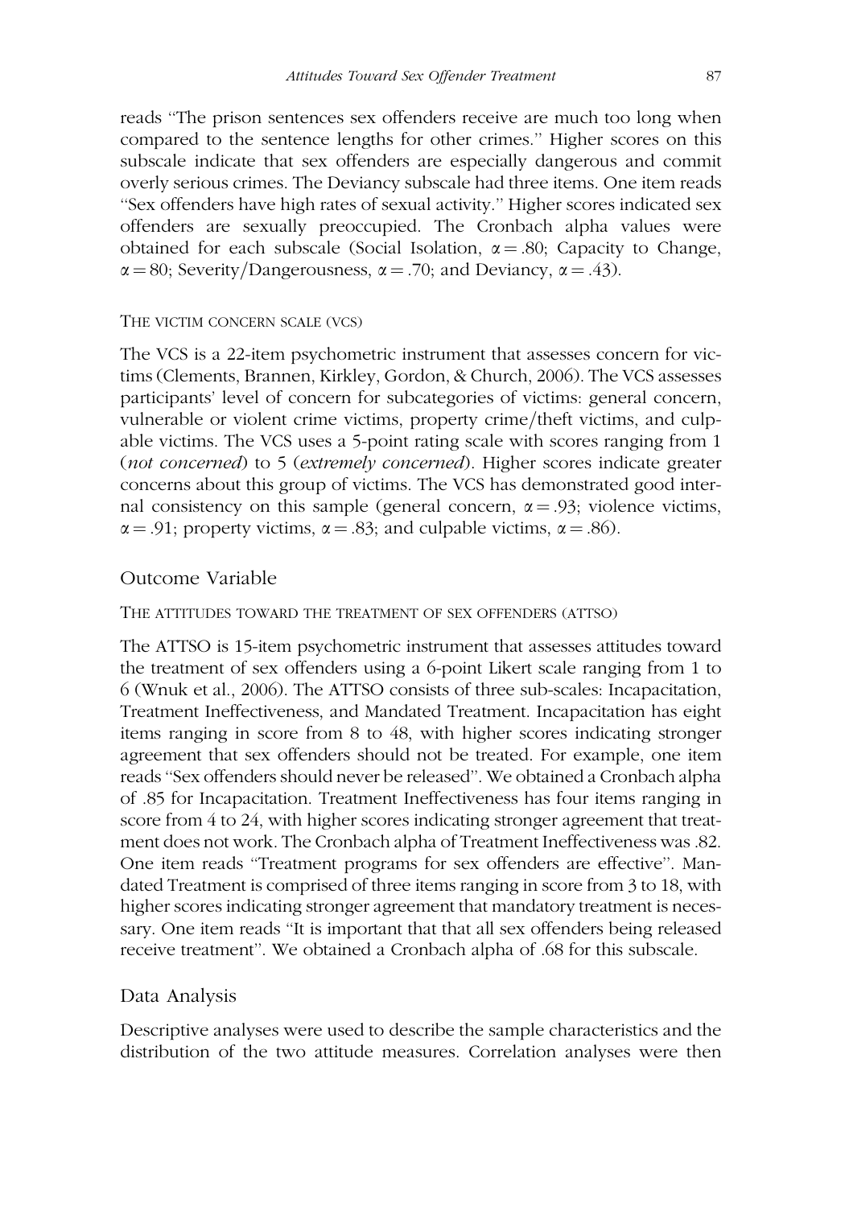reads "The prison sentences sex offenders receive are much too long when compared to the sentence lengths for other crimes." Higher scores on this subscale indicate that sex offenders are especially dangerous and commit overly serious crimes. The Deviancy subscale had three items. One item reads "Sex offenders have high rates of sexual activity." Higher scores indicated sex offenders are sexually preoccupied. The Cronbach alpha values were obtained for each subscale (Social Isolation, $\alpha = .80$; Capacity to Change, $\alpha = 80$; Severity/Dangerousness, $\alpha = .70$; and Deviancy, $\alpha = .43$).

#### THE VICTIM CONCERN SCALE (VCS)

The VCS is a 22-item psychometric instrument that assesses concern for victims (Clements, Brannen, Kirkley, Gordon, & Church, 2006). The VCS assesses participants' level of concern for subcategories of victims: general concern, vulnerable or violent crime victims, property crime/theft victims, and culpable victims. The VCS uses a 5-point rating scale with scores ranging from 1 (*not concerned*) to 5 (*extremely concerned*). Higher scores indicate greater concerns about this group of victims. The VCS has demonstrated good internal consistency on this sample (general concern, $\alpha = .93$; violence victims, $\alpha = .91$; property victims, $\alpha = .83$; and culpable victims, $\alpha = .86$).

### Outcome Variable

#### THE ATTITUDES TOWARD THE TREATMENT OF SEX OFFENDERS (ATTSO)

The ATTSO is 15-item psychometric instrument that assesses attitudes toward the treatment of sex offenders using a 6-point Likert scale ranging from 1 to 6 (Wnuk et al., 2006). The ATTSO consists of three sub-scales: Incapacitation, Treatment Ineffectiveness, and Mandated Treatment. Incapacitation has eight items ranging in score from 8 to 48, with higher scores indicating stronger agreement that sex offenders should not be treated. For example, one item reads "Sex offenders should never be released". We obtained a Cronbach alpha of .85 for Incapacitation. Treatment Ineffectiveness has four items ranging in score from 4 to 24, with higher scores indicating stronger agreement that treatment does not work. The Cronbach alpha of Treatment Ineffectiveness was .82. One item reads "Treatment programs for sex offenders are effective". Mandated Treatment is comprised of three items ranging in score from 3 to 18, with higher scores indicating stronger agreement that mandatory treatment is necessary. One item reads "It is important that that all sex offenders being released receive treatment". We obtained a Cronbach alpha of .68 for this subscale.

### Data Analysis

Descriptive analyses were used to describe the sample characteristics and the distribution of the two attitude measures. Correlation analyses were then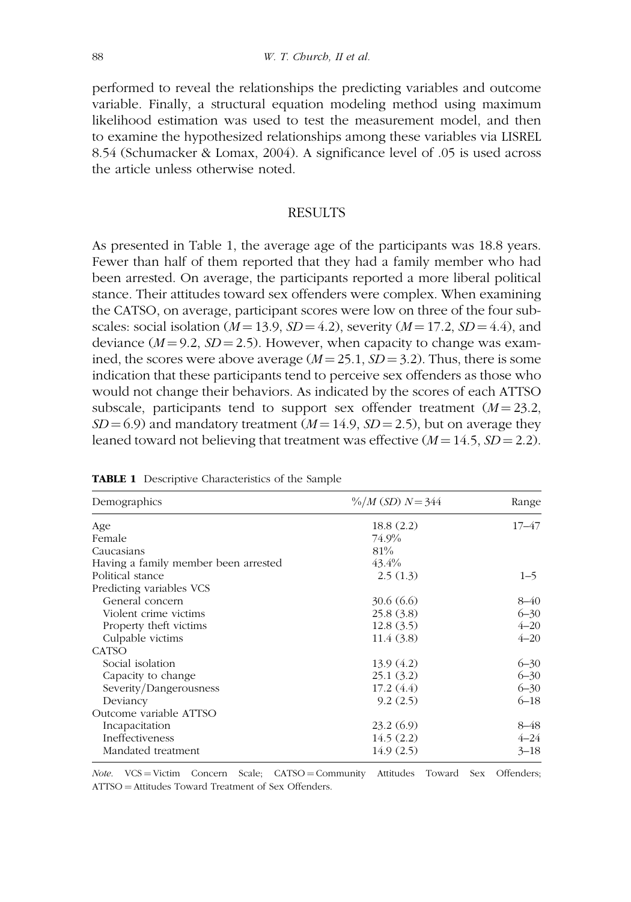performed to reveal the relationships the predicting variables and outcome variable. Finally, a structural equation modeling method using maximum likelihood estimation was used to test the measurement model, and then to examine the hypothesized relationships among these variables via LISREL 8.54 (Schumacker & Lomax, 2004). A significance level of .05 is used across the article unless otherwise noted.

## RESULTS

As presented in Table 1, the average age of the participants was 18.8 years. Fewer than half of them reported that they had a family member who had been arrested. On average, the participants reported a more liberal political stance. Their attitudes toward sex offenders were complex. When examining the CATSO, on average, participant scores were low on three of the four subscales: social isolation ($M = 13.9$, $SD = 4.2$), severity ($M = 17.2$, $SD = 4.4$), and deviance ($M = 9.2$, $SD = 2.5$). However, when capacity to change was examined, the scores were above average ($M = 25.1$, $SD = 3.2$). Thus, there is some indication that these participants tend to perceive sex offenders as those who would not change their behaviors. As indicated by the scores of each ATTSO subscale, participants tend to support sex offender treatment ($M = 23.2$, $SD = 6.9$) and mandatory treatment ($M = 14.9$, $SD = 2.5$), but on average they leaned toward not believing that treatment was effective ($M = 14.5$, $SD = 2.2$).

**TABLE 1** Descriptive Characteristics of the Sample

| Demographics | %/$M$ ($SD$) $N = 344$ | Range |
|---|---|---|
| Age | 18.8 (2.2) | 17–47 |
| Female | 74.9% | |
| Caucasians | 81% | |
| Having a family member been arrested | 43.4% | |
| Political stance | 2.5 (1.3) | 1–5 |
| Predicting variables VCS | | |
| General concern | 30.6 (6.6) | 8–40 |
| Violent crime victims | 25.8 (3.8) | 6–30 |
| Property theft victims | 12.8 (3.5) | 4–20 |
| Culpable victims | 11.4 (3.8) | 4–20 |
| CATSO | | |
| Social isolation | 13.9 (4.2) | 6–30 |
| Capacity to change | 25.1 (3.2) | 6–30 |
| Severity/Dangerousness | 17.2 (4.4) | 6–30 |
| Deviancy | 9.2 (2.5) | 6–18 |
| Outcome variable ATTSO | | |
| Incapacitation | 23.2 (6.9) | 8–48 |
| Ineffectiveness | 14.5 (2.2) | 4–24 |
| Mandated treatment | 14.9 (2.5) | 3–18 |

*Note.* VCS = Victim Concern Scale; CATSO = Community Attitudes Toward Sex Offenders; ATTSO = Attitudes Toward Treatment of Sex Offenders.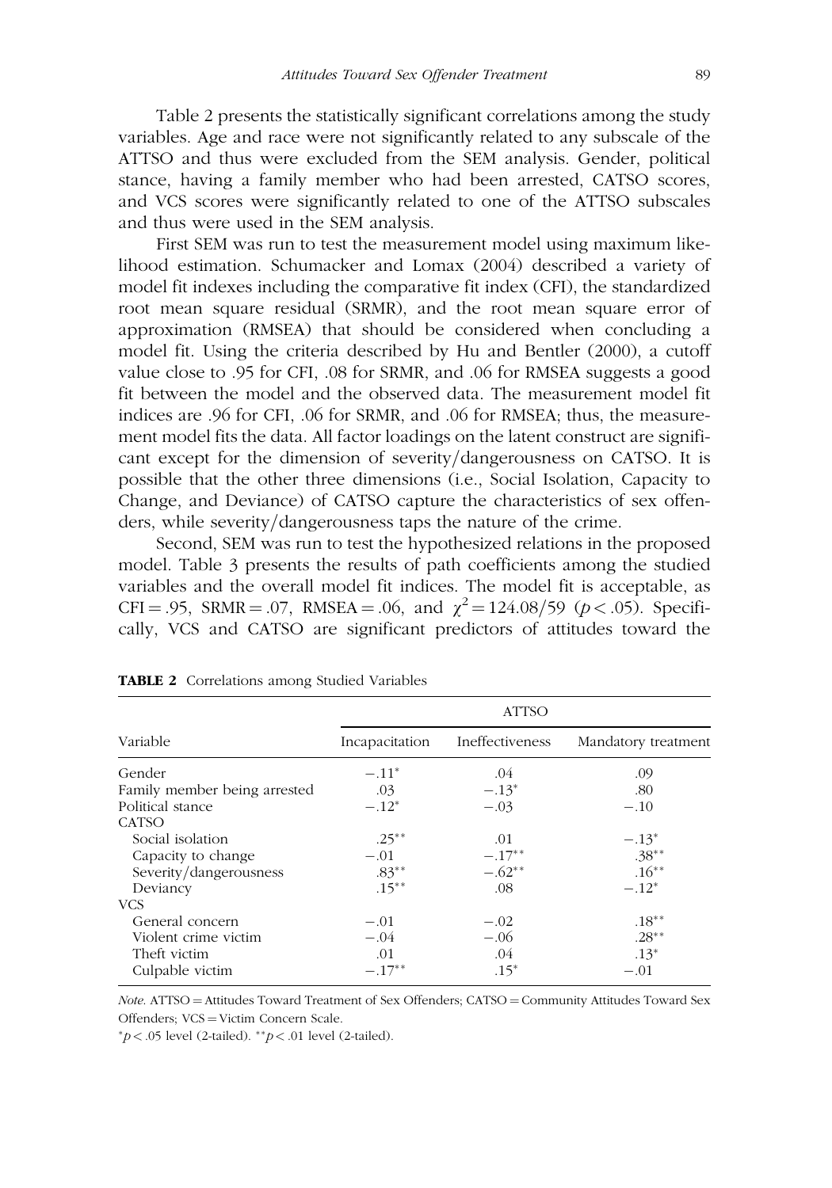Table 2 presents the statistically significant correlations among the study variables. Age and race were not significantly related to any subscale of the ATTSO and thus were excluded from the SEM analysis. Gender, political stance, having a family member who had been arrested, CATSO scores, and VCS scores were significantly related to one of the ATTSO subscales and thus were used in the SEM analysis.

First SEM was run to test the measurement model using maximum likelihood estimation. Schumacker and Lomax (2004) described a variety of model fit indexes including the comparative fit index (CFI), the standardized root mean square residual (SRMR), and the root mean square error of approximation (RMSEA) that should be considered when concluding a model fit. Using the criteria described by Hu and Bentler (2000), a cutoff value close to .95 for CFI, .08 for SRMR, and .06 for RMSEA suggests a good fit between the model and the observed data. The measurement model fit indices are .96 for CFI, .06 for SRMR, and .06 for RMSEA; thus, the measurement model fits the data. All factor loadings on the latent construct are significant except for the dimension of severity/dangerousness on CATSO. It is possible that the other three dimensions (i.e., Social Isolation, Capacity to Change, and Deviance) of CATSO capture the characteristics of sex offenders, while severity/dangerousness taps the nature of the crime.

Second, SEM was run to test the hypothesized relations in the proposed model. Table 3 presents the results of path coefficients among the studied variables and the overall model fit indices. The model fit is acceptable, as CFI = .95, SRMR = .07, RMSEA = .06, and $\chi^2 = 124.08/59$ ($p < .05$). Specifically, VCS and CATSO are significant predictors of attitudes toward the

**TABLE 2** Correlations among Studied Variables

| Variable | ATTSO | | |
|---|---|---|---|
| | Incapacitation | Ineffectiveness | Mandatory treatment |
| Gender | $-.11^{*}$ | .04 | .09 |
| Family member being arrested | .03 | $-.13^{*}$ | .80 |
| Political stance | $-.12^{*}$ | $-.03$ | $-.10$ |
| CATSO | | | |
| Social isolation | $.25^{**}$ | .01 | $-.13^{*}$ |
| Capacity to change | $-.01$ | $-.17^{**}$ | $.38^{**}$ |
| Severity/dangerousness | $.83^{**}$ | $-.62^{**}$ | $.16^{**}$ |
| Deviancy | $.15^{**}$ | .08 | $-.12^{*}$ |
| VCS | | | |
| General concern | $-.01$ | $-.02$ | $.18^{**}$ |
| Violent crime victim | $-.04$ | $-.06$ | $.28^{**}$ |
| Theft victim | .01 | .04 | $.13^{*}$ |
| Culpable victim | $-.17^{**}$ | $.15^{*}$ | $-.01$ |

*Note.* ATTSO = Attitudes Toward Treatment of Sex Offenders; CATSO = Community Attitudes Toward Sex Offenders; VCS = Victim Concern Scale.

$^{*}p < .05$ level (2-tailed). $^{**}p < .01$ level (2-tailed).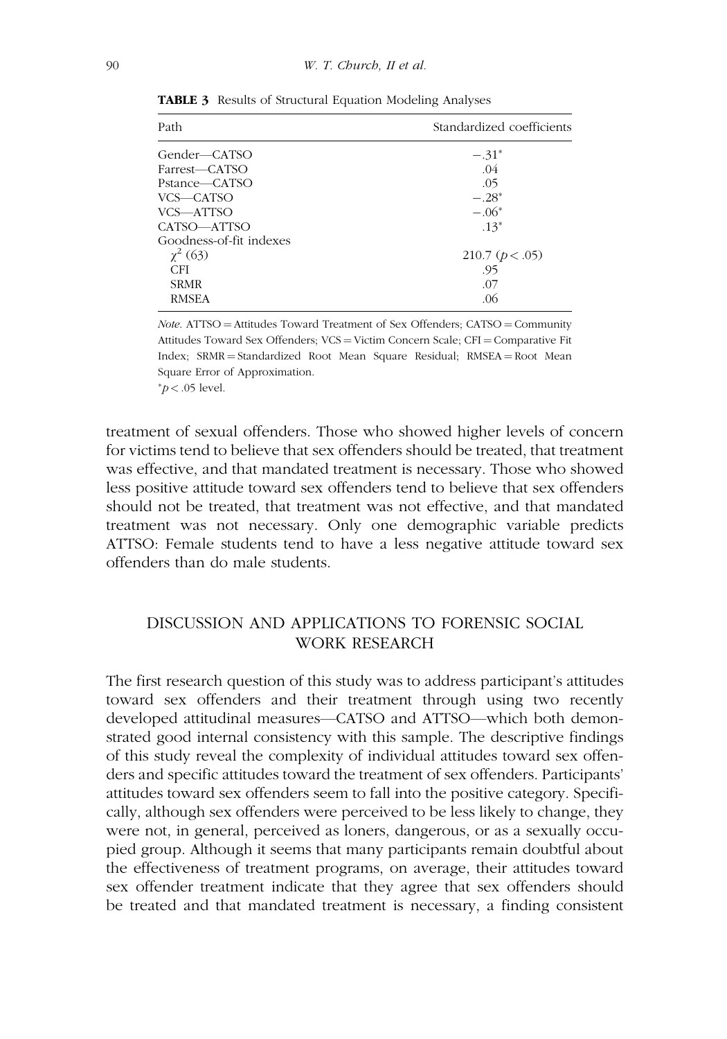**TABLE 3** Results of Structural Equation Modeling Analyses

| Path | Standardized coefficients |
|---|---|
| Gender—CATSO | $-.31^{*}$ |
| Farrest—CATSO | .04 |
| Pstance—CATSO | .05 |
| VCS—CATSO | $-.28^{*}$ |
| VCS—ATTSO | $-.06^{*}$ |
| CATSO—ATTSO | $.13^{*}$ |
| Goodness-of-fit indexes | |
| $\chi^2$ (63) | 210.7 ($p < .05$) |
| CFI | .95 |
| SRMR | .07 |
| RMSEA | .06 |

*Note.* ATTSO = Attitudes Toward Treatment of Sex Offenders; CATSO = Community Attitudes Toward Sex Offenders; VCS = Victim Concern Scale; CFI = Comparative Fit Index; SRMR = Standardized Root Mean Square Residual; RMSEA = Root Mean Square Error of Approximation.

$^{*}p < .05$ level.

treatment of sexual offenders. Those who showed higher levels of concern for victims tend to believe that sex offenders should be treated, that treatment was effective, and that mandated treatment is necessary. Those who showed less positive attitude toward sex offenders tend to believe that sex offenders should not be treated, that treatment was not effective, and that mandated treatment was not necessary. Only one demographic variable predicts ATTSO: Female students tend to have a less negative attitude toward sex offenders than do male students.

## DISCUSSION AND APPLICATIONS TO FORENSIC SOCIAL WORK RESEARCH

The first research question of this study was to address participant's attitudes toward sex offenders and their treatment through using two recently developed attitudinal measures—CATSO and ATTSO—which both demonstrated good internal consistency with this sample. The descriptive findings of this study reveal the complexity of individual attitudes toward sex offenders and specific attitudes toward the treatment of sex offenders. Participants' attitudes toward sex offenders seem to fall into the positive category. Specifically, although sex offenders were perceived to be less likely to change, they were not, in general, perceived as loners, dangerous, or as a sexually occupied group. Although it seems that many participants remain doubtful about the effectiveness of treatment programs, on average, their attitudes toward sex offender treatment indicate that they agree that sex offenders should be treated and that mandated treatment is necessary, a finding consistent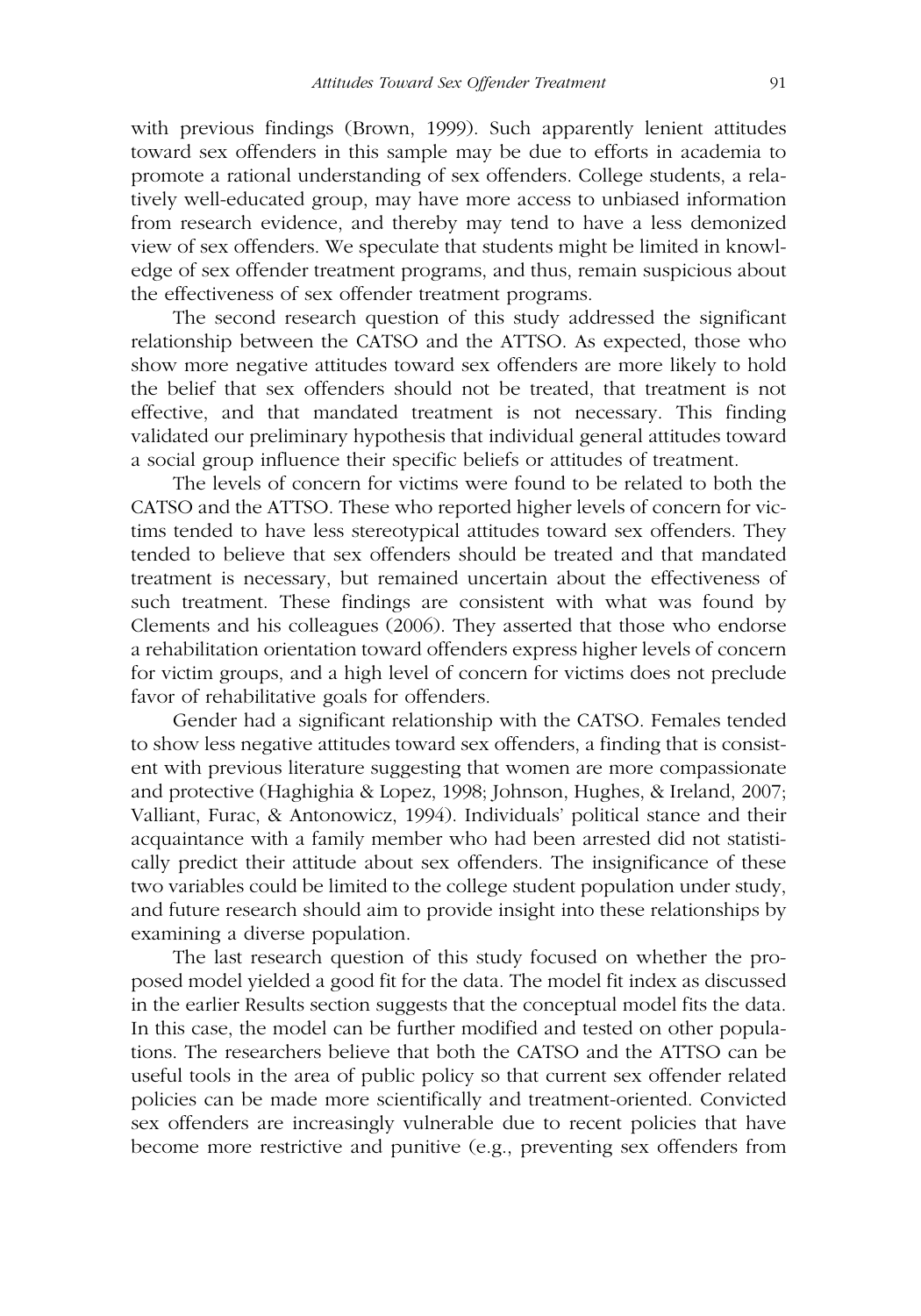with previous findings (Brown, 1999). Such apparently lenient attitudes toward sex offenders in this sample may be due to efforts in academia to promote a rational understanding of sex offenders. College students, a relatively well-educated group, may have more access to unbiased information from research evidence, and thereby may tend to have a less demonized view of sex offenders. We speculate that students might be limited in knowledge of sex offender treatment programs, and thus, remain suspicious about the effectiveness of sex offender treatment programs.

The second research question of this study addressed the significant relationship between the CATSO and the ATTSO. As expected, those who show more negative attitudes toward sex offenders are more likely to hold the belief that sex offenders should not be treated, that treatment is not effective, and that mandated treatment is not necessary. This finding validated our preliminary hypothesis that individual general attitudes toward a social group influence their specific beliefs or attitudes of treatment.

The levels of concern for victims were found to be related to both the CATSO and the ATTSO. These who reported higher levels of concern for victims tended to have less stereotypical attitudes toward sex offenders. They tended to believe that sex offenders should be treated and that mandated treatment is necessary, but remained uncertain about the effectiveness of such treatment. These findings are consistent with what was found by Clements and his colleagues (2006). They asserted that those who endorse a rehabilitation orientation toward offenders express higher levels of concern for victim groups, and a high level of concern for victims does not preclude favor of rehabilitative goals for offenders.

Gender had a significant relationship with the CATSO. Females tended to show less negative attitudes toward sex offenders, a finding that is consistent with previous literature suggesting that women are more compassionate and protective (Haghighia & Lopez, 1998; Johnson, Hughes, & Ireland, 2007; Valliant, Furac, & Antonowicz, 1994). Individuals' political stance and their acquaintance with a family member who had been arrested did not statistically predict their attitude about sex offenders. The insignificance of these two variables could be limited to the college student population under study, and future research should aim to provide insight into these relationships by examining a diverse population.

The last research question of this study focused on whether the proposed model yielded a good fit for the data. The model fit index as discussed in the earlier Results section suggests that the conceptual model fits the data. In this case, the model can be further modified and tested on other populations. The researchers believe that both the CATSO and the ATTSO can be useful tools in the area of public policy so that current sex offender related policies can be made more scientifically and treatment-oriented. Convicted sex offenders are increasingly vulnerable due to recent policies that have become more restrictive and punitive (e.g., preventing sex offenders from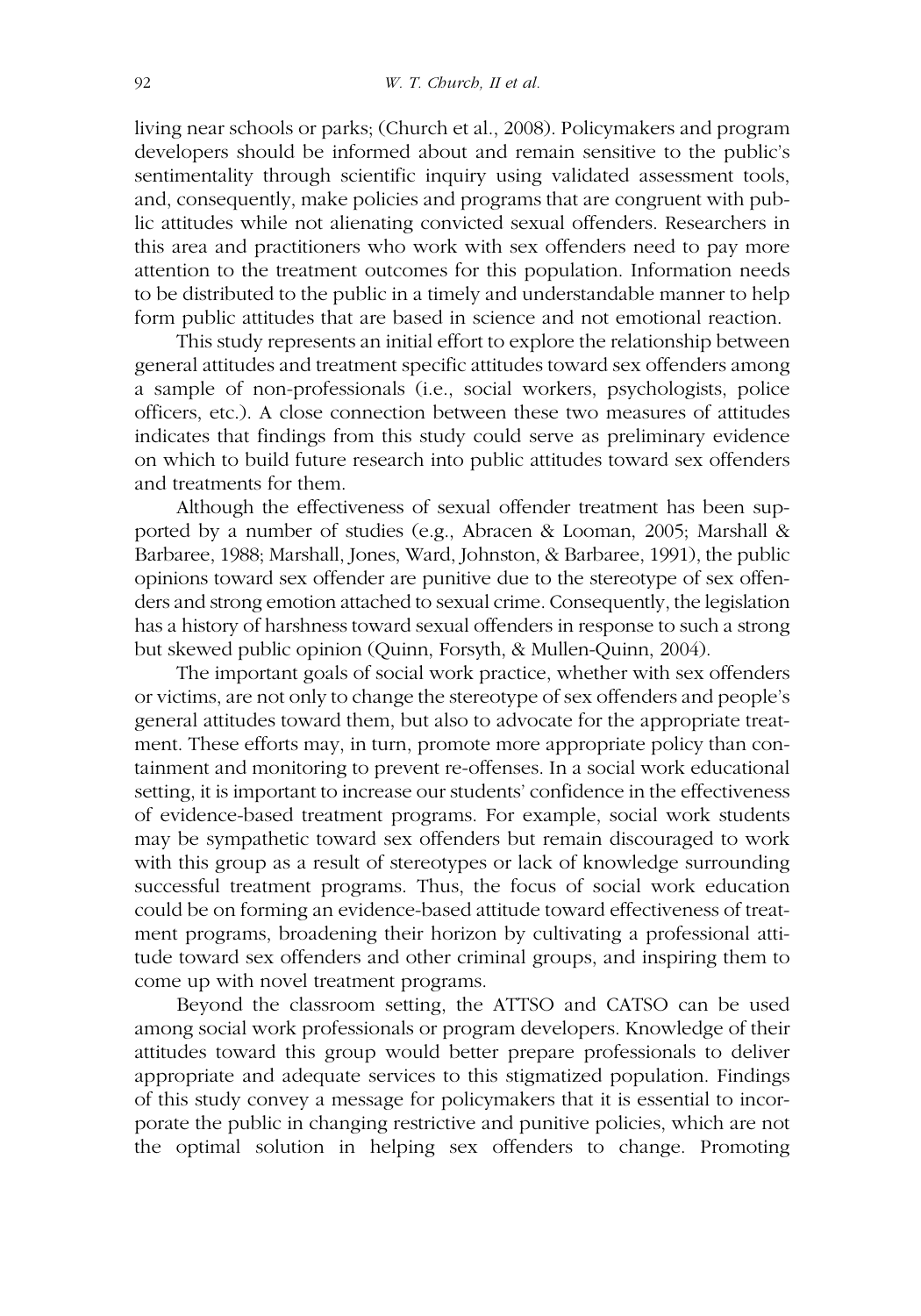living near schools or parks; (Church et al., 2008). Policymakers and program developers should be informed about and remain sensitive to the public's sentimentality through scientific inquiry using validated assessment tools, and, consequently, make policies and programs that are congruent with public attitudes while not alienating convicted sexual offenders. Researchers in this area and practitioners who work with sex offenders need to pay more attention to the treatment outcomes for this population. Information needs to be distributed to the public in a timely and understandable manner to help form public attitudes that are based in science and not emotional reaction.

This study represents an initial effort to explore the relationship between general attitudes and treatment specific attitudes toward sex offenders among a sample of non-professionals (i.e., social workers, psychologists, police officers, etc.). A close connection between these two measures of attitudes indicates that findings from this study could serve as preliminary evidence on which to build future research into public attitudes toward sex offenders and treatments for them.

Although the effectiveness of sexual offender treatment has been supported by a number of studies (e.g., Abracen & Looman, 2005; Marshall & Barbaree, 1988; Marshall, Jones, Ward, Johnston, & Barbaree, 1991), the public opinions toward sex offender are punitive due to the stereotype of sex offenders and strong emotion attached to sexual crime. Consequently, the legislation has a history of harshness toward sexual offenders in response to such a strong but skewed public opinion (Quinn, Forsyth, & Mullen-Quinn, 2004).

The important goals of social work practice, whether with sex offenders or victims, are not only to change the stereotype of sex offenders and people's general attitudes toward them, but also to advocate for the appropriate treatment. These efforts may, in turn, promote more appropriate policy than containment and monitoring to prevent re-offenses. In a social work educational setting, it is important to increase our students' confidence in the effectiveness of evidence-based treatment programs. For example, social work students may be sympathetic toward sex offenders but remain discouraged to work with this group as a result of stereotypes or lack of knowledge surrounding successful treatment programs. Thus, the focus of social work education could be on forming an evidence-based attitude toward effectiveness of treatment programs, broadening their horizon by cultivating a professional attitude toward sex offenders and other criminal groups, and inspiring them to come up with novel treatment programs.

Beyond the classroom setting, the ATTSO and CATSO can be used among social work professionals or program developers. Knowledge of their attitudes toward this group would better prepare professionals to deliver appropriate and adequate services to this stigmatized population. Findings of this study convey a message for policymakers that it is essential to incorporate the public in changing restrictive and punitive policies, which are not the optimal solution in helping sex offenders to change. Promoting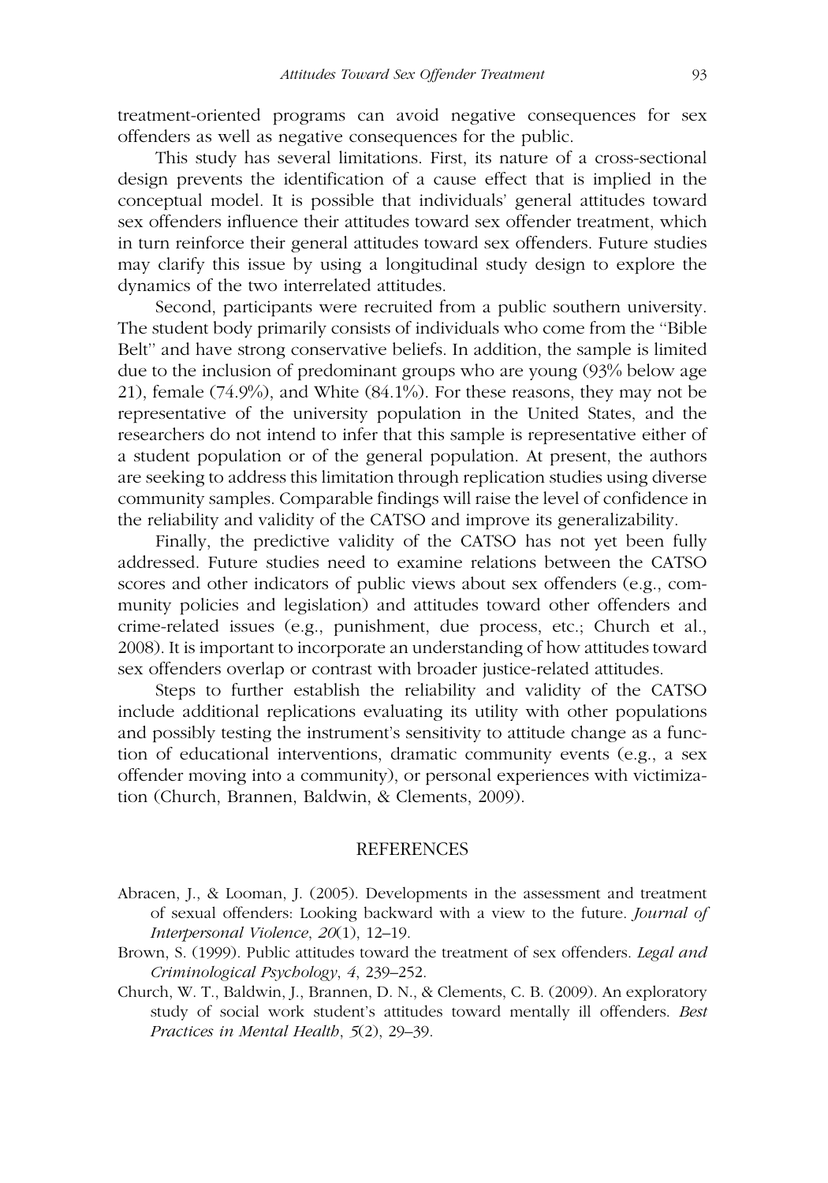treatment-oriented programs can avoid negative consequences for sex offenders as well as negative consequences for the public.

This study has several limitations. First, its nature of a cross-sectional design prevents the identification of a cause effect that is implied in the conceptual model. It is possible that individuals' general attitudes toward sex offenders influence their attitudes toward sex offender treatment, which in turn reinforce their general attitudes toward sex offenders. Future studies may clarify this issue by using a longitudinal study design to explore the dynamics of the two interrelated attitudes.

Second, participants were recruited from a public southern university. The student body primarily consists of individuals who come from the ''Bible Belt'' and have strong conservative beliefs. In addition, the sample is limited due to the inclusion of predominant groups who are young (93% below age 21), female (74.9%), and White (84.1%). For these reasons, they may not be representative of the university population in the United States, and the researchers do not intend to infer that this sample is representative either of a student population or of the general population. At present, the authors are seeking to address this limitation through replication studies using diverse community samples. Comparable findings will raise the level of confidence in the reliability and validity of the CATSO and improve its generalizability.

Finally, the predictive validity of the CATSO has not yet been fully addressed. Future studies need to examine relations between the CATSO scores and other indicators of public views about sex offenders (e.g., community policies and legislation) and attitudes toward other offenders and crime-related issues (e.g., punishment, due process, etc.; Church et al., 2008). It is important to incorporate an understanding of how attitudes toward sex offenders overlap or contrast with broader justice-related attitudes.

Steps to further establish the reliability and validity of the CATSO include additional replications evaluating its utility with other populations and possibly testing the instrument's sensitivity to attitude change as a function of educational interventions, dramatic community events (e.g., a sex offender moving into a community), or personal experiences with victimization (Church, Brannen, Baldwin, & Clements, 2009).

## REFERENCES

Abracen, J., & Looman, J. (2005). Developments in the assessment and treatment of sexual offenders: Looking backward with a view to the future. *Journal of Interpersonal Violence*, *20*(1), 12–19.

Brown, S. (1999). Public attitudes toward the treatment of sex offenders. *Legal and Criminological Psychology*, *4*, 239–252.

Church, W. T., Baldwin, J., Brannen, D. N., & Clements, C. B. (2009). An exploratory study of social work student's attitudes toward mentally ill offenders. *Best Practices in Mental Health*, *5*(2), 29–39.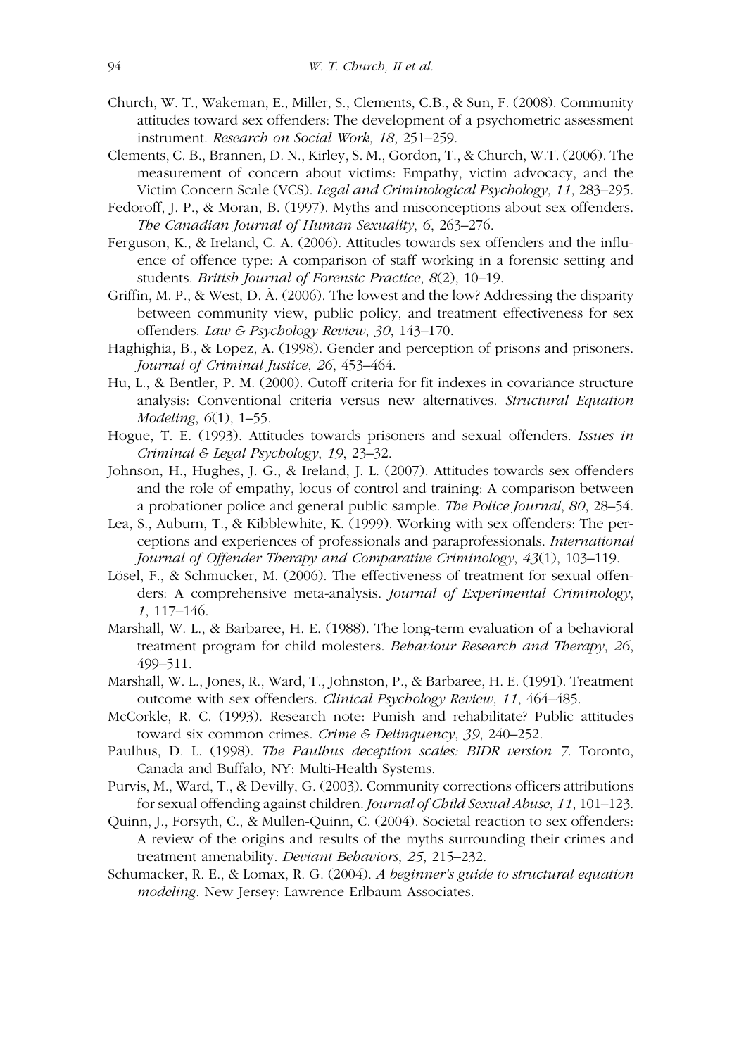Church, W. T., Wakeman, E., Miller, S., Clements, C.B., & Sun, F. (2008). Community attitudes toward sex offenders: The development of a psychometric assessment instrument. *Research on Social Work*, *18*, 251–259.

Clements, C. B., Brannen, D. N., Kirley, S. M., Gordon, T., & Church, W.T. (2006). The measurement of concern about victims: Empathy, victim advocacy, and the Victim Concern Scale (VCS). *Legal and Criminological Psychology*, *11*, 283–295.

Fedoroff, J. P., & Moran, B. (1997). Myths and misconceptions about sex offenders. *The Canadian Journal of Human Sexuality*, *6*, 263–276.

Ferguson, K., & Ireland, C. A. (2006). Attitudes towards sex offenders and the influence of offence type: A comparison of staff working in a forensic setting and students. *British Journal of Forensic Practice*, *8*(2), 10–19.

Griffin, M. P., & West, D. Ã. (2006). The lowest and the low? Addressing the disparity between community view, public policy, and treatment effectiveness for sex offenders. *Law & Psychology Review*, *30*, 143–170.

Haghighia, B., & Lopez, A. (1998). Gender and perception of prisons and prisoners. *Journal of Criminal Justice*, *26*, 453–464.

Hu, L., & Bentler, P. M. (2000). Cutoff criteria for fit indexes in covariance structure analysis: Conventional criteria versus new alternatives. *Structural Equation Modeling*, *6*(1), 1–55.

Hogue, T. E. (1993). Attitudes towards prisoners and sexual offenders. *Issues in Criminal & Legal Psychology*, *19*, 23–32.

Johnson, H., Hughes, J. G., & Ireland, J. L. (2007). Attitudes towards sex offenders and the role of empathy, locus of control and training: A comparison between a probationer police and general public sample. *The Police Journal*, *80*, 28–54.

Lea, S., Auburn, T., & Kibblewhite, K. (1999). Working with sex offenders: The perceptions and experiences of professionals and paraprofessionals. *International Journal of Offender Therapy and Comparative Criminology*, *43*(1), 103–119.

Lösel, F., & Schmucker, M. (2006). The effectiveness of treatment for sexual offenders: A comprehensive meta-analysis. *Journal of Experimental Criminology*, *1*, 117–146.

Marshall, W. L., & Barbaree, H. E. (1988). The long-term evaluation of a behavioral treatment program for child molesters. *Behaviour Research and Therapy*, *26*, 499–511.

Marshall, W. L., Jones, R., Ward, T., Johnston, P., & Barbaree, H. E. (1991). Treatment outcome with sex offenders. *Clinical Psychology Review*, *11*, 464–485.

McCorkle, R. C. (1993). Research note: Punish and rehabilitate? Public attitudes toward six common crimes. *Crime & Delinquency*, *39*, 240–252.

Paulhus, D. L. (1998). *The Paulhus deception scales: BIDR version 7*. Toronto, Canada and Buffalo, NY: Multi-Health Systems.

Purvis, M., Ward, T., & Devilly, G. (2003). Community corrections officers attributions for sexual offending against children. *Journal of Child Sexual Abuse*, *11*, 101–123.

Quinn, J., Forsyth, C., & Mullen-Quinn, C. (2004). Societal reaction to sex offenders: A review of the origins and results of the myths surrounding their crimes and treatment amenability. *Deviant Behaviors*, *25*, 215–232.

Schumacker, R. E., & Lomax, R. G. (2004). *A beginner's guide to structural equation modeling*. New Jersey: Lawrence Erlbaum Associates.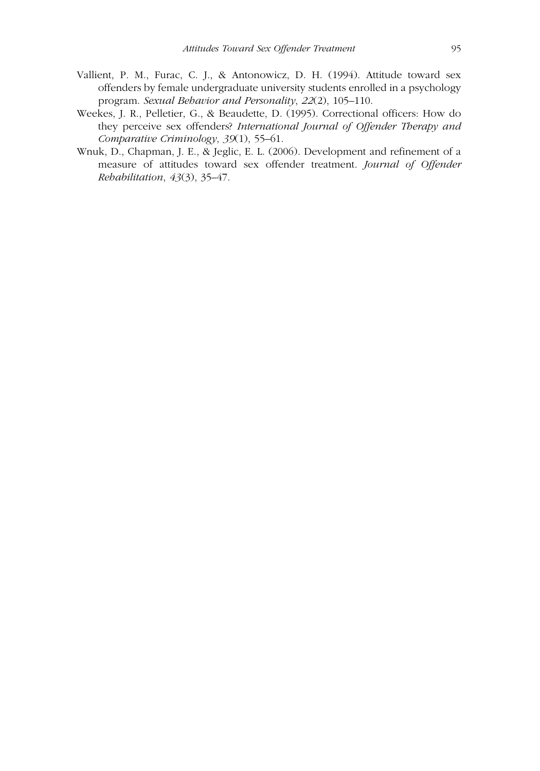Vallient, P. M., Furac, C. J., & Antonowicz, D. H. (1994). Attitude toward sex offenders by female undergraduate university students enrolled in a psychology program. *Sexual Behavior and Personality*, *22*(2), 105–110.

Weekes, J. R., Pelletier, G., & Beaudette, D. (1995). Correctional officers: How do they perceive sex offenders? *International Journal of Offender Therapy and Comparative Criminology*, *39*(1), 55–61.

Wnuk, D., Chapman, J. E., & Jeglic, E. L. (2006). Development and refinement of a measure of attitudes toward sex offender treatment. *Journal of Offender Rehabilitation*, *43*(3), 35–47.